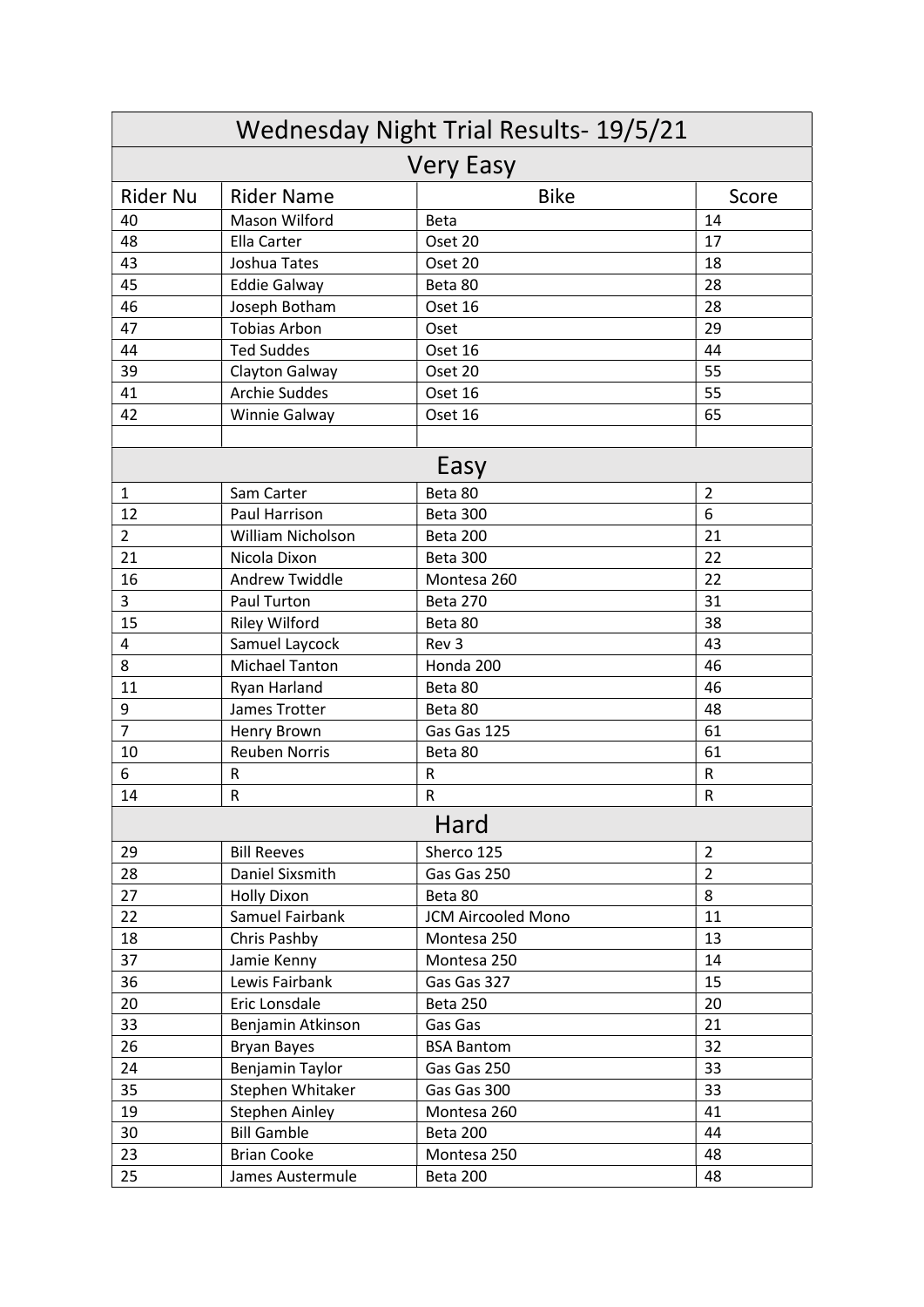# Wednesday Night Trial Results- 19/5/21

## Very Easy

| Rider Nu | Rider Name | Bike | Score |
|---|---|---|---|
| 40 | Mason Wilford | Beta | 14 |
| 48 | Ella Carter | Oset 20 | 17 |
| 43 | Joshua Tates | Oset 20 | 18 |
| 45 | Eddie Galway | Beta 80 | 28 |
| 46 | Joseph Botham | Oset 16 | 28 |
| 47 | Tobias Arbon | Oset | 29 |
| 44 | Ted Suddes | Oset 16 | 44 |
| 39 | Clayton Galway | Oset 20 | 55 |
| 41 | Archie Suddes | Oset 16 | 55 |
| 42 | Winnie Galway | Oset 16 | 65 |
| | | | |

## Easy

| Rider Nu | Rider Name | Bike | Score |
|---|---|---|---|
| 1 | Sam Carter | Beta 80 | 2 |
| 12 | Paul Harrison | Beta 300 | 6 |
| 2 | William Nicholson | Beta 200 | 21 |
| 21 | Nicola Dixon | Beta 300 | 22 |
| 16 | Andrew Twiddle | Montesa 260 | 22 |
| 3 | Paul Turton | Beta 270 | 31 |
| 15 | Riley Wilford | Beta 80 | 38 |
| 4 | Samuel Laycock | Rev 3 | 43 |
| 8 | Michael Tanton | Honda 200 | 46 |
| 11 | Ryan Harland | Beta 80 | 46 |
| 9 | James Trotter | Beta 80 | 48 |
| 7 | Henry Brown | Gas Gas 125 | 61 |
| 10 | Reuben Norris | Beta 80 | 61 |
| 6 | R | R | R |
| 14 | R | R | R |

## Hard

| Rider Nu | Rider Name | Bike | Score |
|---|---|---|---|
| 29 | Bill Reeves | Sherco 125 | 2 |
| 28 | Daniel Sixsmith | Gas Gas 250 | 2 |
| 27 | Holly Dixon | Beta 80 | 8 |
| 22 | Samuel Fairbank | JCM Aircooled Mono | 11 |
| 18 | Chris Pashby | Montesa 250 | 13 |
| 37 | Jamie Kenny | Montesa 250 | 14 |
| 36 | Lewis Fairbank | Gas Gas 327 | 15 |
| 20 | Eric Lonsdale | Beta 250 | 20 |
| 33 | Benjamin Atkinson | Gas Gas | 21 |
| 26 | Bryan Bayes | BSA Bantom | 32 |
| 24 | Benjamin Taylor | Gas Gas 250 | 33 |
| 35 | Stephen Whitaker | Gas Gas 300 | 33 |
| 19 | Stephen Ainley | Montesa 260 | 41 |
| 30 | Bill Gamble | Beta 200 | 44 |
| 23 | Brian Cooke | Montesa 250 | 48 |
| 25 | James Austermule | Beta 200 | 48 |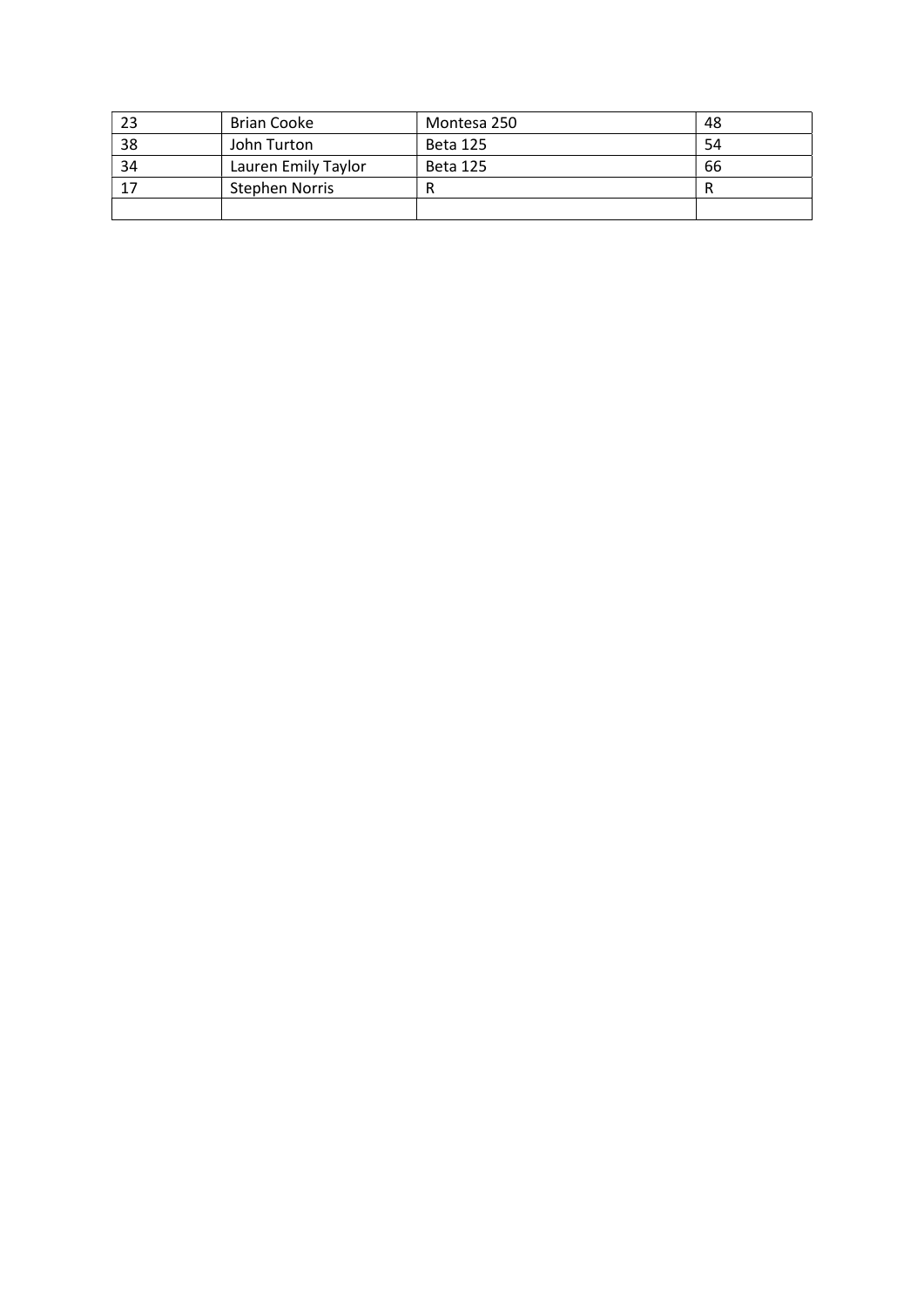| | | | |
|---|---|---|---|
| 23 | Brian Cooke | Montesa 250 | 48 |
| 38 | John Turton | Beta 125 | 54 |
| 34 | Lauren Emily Taylor | Beta 125 | 66 |
| 17 | Stephen Norris | R | R |
| | | | |